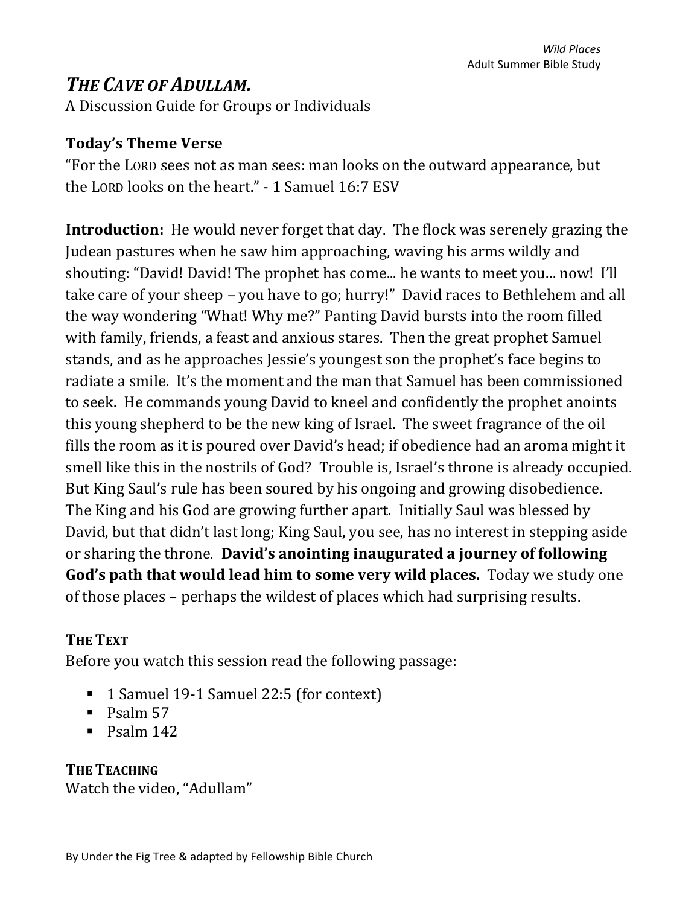# *THE CAVE OF ADULLAM.*

A Discussion Guide for Groups or Individuals

## Today's Theme Verse

"For the LORD sees not as man sees: man looks on the outward appearance, but the LORD looks on the heart." - 1 Samuel 16:7 ESV

**Introduction:** He would never forget that day. The flock was serenely grazing the Judean pastures when he saw him approaching, waving his arms wildly and shouting: "David! David! The prophet has come... he wants to meet you... now! I'll take care of your sheep – you have to go; hurry!" David races to Bethlehem and all the way wondering "What! Why me?" Panting David bursts into the room filled with family, friends, a feast and anxious stares. Then the great prophet Samuel stands, and as he approaches Jessie's youngest son the prophet's face begins to radiate a smile. It's the moment and the man that Samuel has been commissioned to seek. He commands young David to kneel and confidently the prophet anoints this young shepherd to be the new king of Israel. The sweet fragrance of the oil fills the room as it is poured over David's head; if obedience had an aroma might it smell like this in the nostrils of God? Trouble is, Israel's throne is already occupied. But King Saul's rule has been soured by his ongoing and growing disobedience. The King and his God are growing further apart. Initially Saul was blessed by David, but that didn't last long; King Saul, you see, has no interest in stepping aside or sharing the throne. **David's anointing inaugurated a journey of following God's path that would lead him to some very wild places.** Today we study one of those places – perhaps the wildest of places which had surprising results.

## THE TEXT

Before you watch this session read the following passage:

- 1 Samuel 19-1 Samuel 22:5 (for context)
- Psalm 57
- Psalm 142

## THE TEACHING

Watch the video, "Adullam"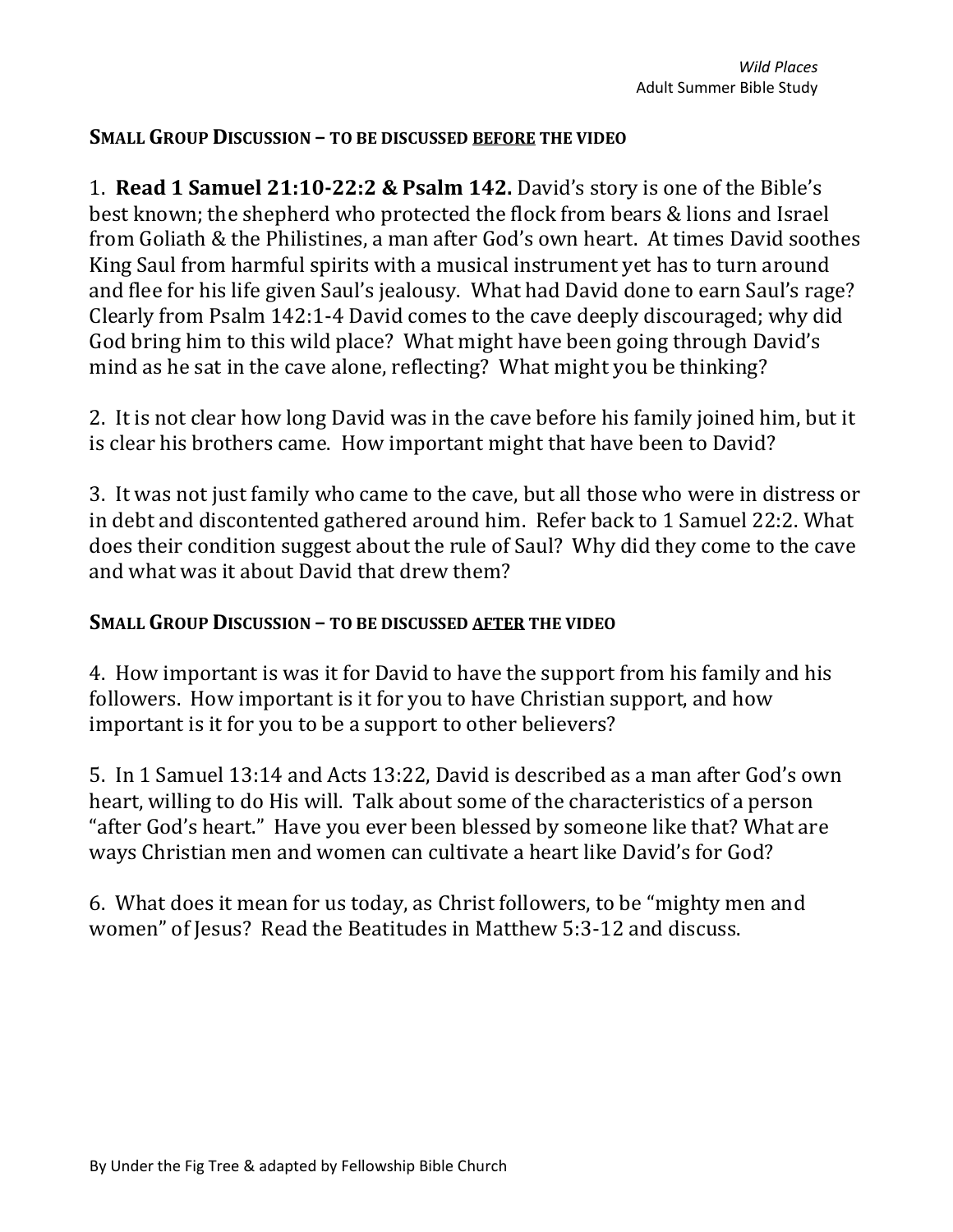## SMALL GROUP DISCUSSION – TO BE DISCUSSED BEFORE THE VIDEO

1. **Read 1 Samuel 21:10-22:2 & Psalm 142.** David's story is one of the Bible's best known; the shepherd who protected the flock from bears & lions and Israel from Goliath & the Philistines, a man after God's own heart. At times David soothes King Saul from harmful spirits with a musical instrument yet has to turn around and flee for his life given Saul's jealousy. What had David done to earn Saul's rage? Clearly from Psalm 142:1-4 David comes to the cave deeply discouraged; why did God bring him to this wild place? What might have been going through David's mind as he sat in the cave alone, reflecting? What might you be thinking?

2. It is not clear how long David was in the cave before his family joined him, but it is clear his brothers came. How important might that have been to David?

3. It was not just family who came to the cave, but all those who were in distress or in debt and discontented gathered around him. Refer back to 1 Samuel 22:2. What does their condition suggest about the rule of Saul? Why did they come to the cave and what was it about David that drew them?

## SMALL GROUP DISCUSSION – TO BE DISCUSSED AFTER THE VIDEO

4. How important is was it for David to have the support from his family and his followers. How important is it for you to have Christian support, and how important is it for you to be a support to other believers?

5. In 1 Samuel 13:14 and Acts 13:22, David is described as a man after God's own heart, willing to do His will. Talk about some of the characteristics of a person "after God's heart." Have you ever been blessed by someone like that? What are ways Christian men and women can cultivate a heart like David's for God?

6. What does it mean for us today, as Christ followers, to be "mighty men and women" of Jesus? Read the Beatitudes in Matthew 5:3-12 and discuss.